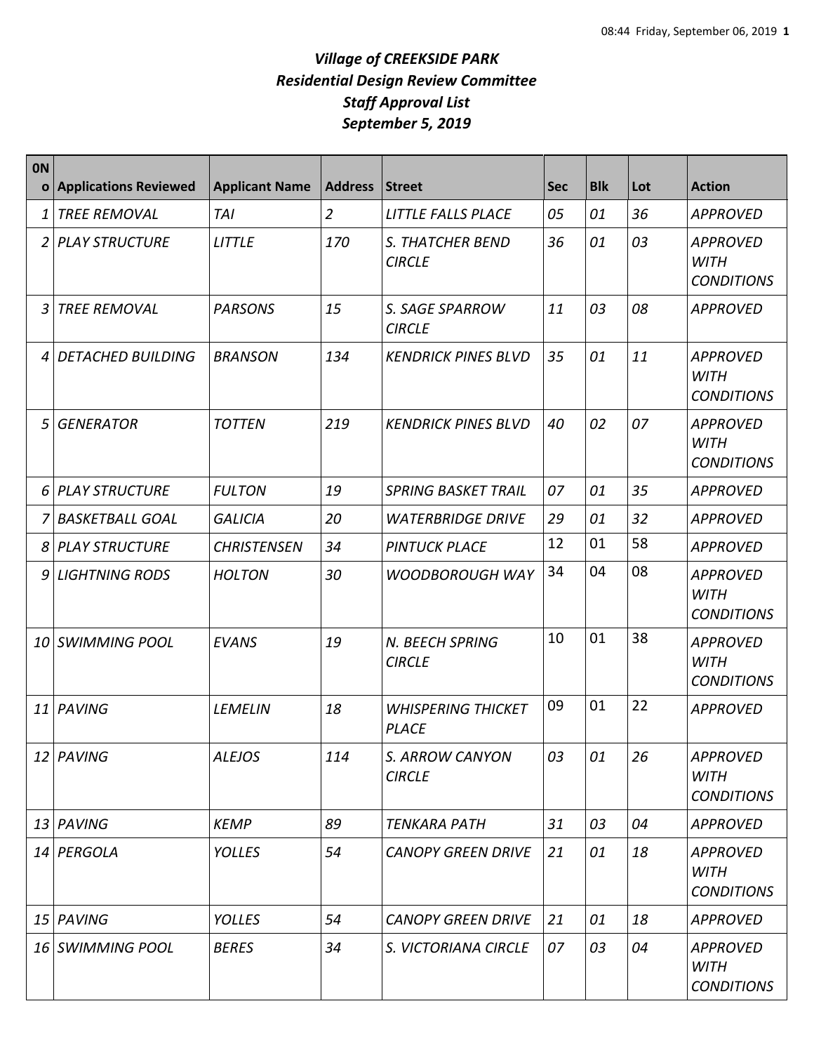# *Village of CREEKSIDE PARK*
## *Residential Design Review Committee*
## *Staff Approval List*
## *September 5, 2019*

| 0No | Applications Reviewed | Applicant Name | Address | Street | Sec | Blk | Lot | Action |
|---|---|---|---|---|---|---|---|---|
| 1 | TREE REMOVAL | TAI | 2 | LITTLE FALLS PLACE | 05 | 01 | 36 | APPROVED |
| 2 | PLAY STRUCTURE | LITTLE | 170 | S. THATCHER BEND CIRCLE | 36 | 01 | 03 | APPROVED WITH CONDITIONS |
| 3 | TREE REMOVAL | PARSONS | 15 | S. SAGE SPARROW CIRCLE | 11 | 03 | 08 | APPROVED |
| 4 | DETACHED BUILDING | BRANSON | 134 | KENDRICK PINES BLVD | 35 | 01 | 11 | APPROVED WITH CONDITIONS |
| 5 | GENERATOR | TOTTEN | 219 | KENDRICK PINES BLVD | 40 | 02 | 07 | APPROVED WITH CONDITIONS |
| 6 | PLAY STRUCTURE | FULTON | 19 | SPRING BASKET TRAIL | 07 | 01 | 35 | APPROVED |
| 7 | BASKETBALL GOAL | GALICIA | 20 | WATERBRIDGE DRIVE | 29 | 01 | 32 | APPROVED |
| 8 | PLAY STRUCTURE | CHRISTENSEN | 34 | PINTUCK PLACE | 12 | 01 | 58 | APPROVED |
| 9 | LIGHTNING RODS | HOLTON | 30 | WOODBOROUGH WAY | 34 | 04 | 08 | APPROVED WITH CONDITIONS |
| 10 | SWIMMING POOL | EVANS | 19 | N. BEECH SPRING CIRCLE | 10 | 01 | 38 | APPROVED WITH CONDITIONS |
| 11 | PAVING | LEMELIN | 18 | WHISPERING THICKET PLACE | 09 | 01 | 22 | APPROVED |
| 12 | PAVING | ALEJOS | 114 | S. ARROW CANYON CIRCLE | 03 | 01 | 26 | APPROVED WITH CONDITIONS |
| 13 | PAVING | KEMP | 89 | TENKARA PATH | 31 | 03 | 04 | APPROVED |
| 14 | PERGOLA | YOLLES | 54 | CANOPY GREEN DRIVE | 21 | 01 | 18 | APPROVED WITH CONDITIONS |
| 15 | PAVING | YOLLES | 54 | CANOPY GREEN DRIVE | 21 | 01 | 18 | APPROVED |
| 16 | SWIMMING POOL | BERES | 34 | S. VICTORIANA CIRCLE | 07 | 03 | 04 | APPROVED WITH CONDITIONS |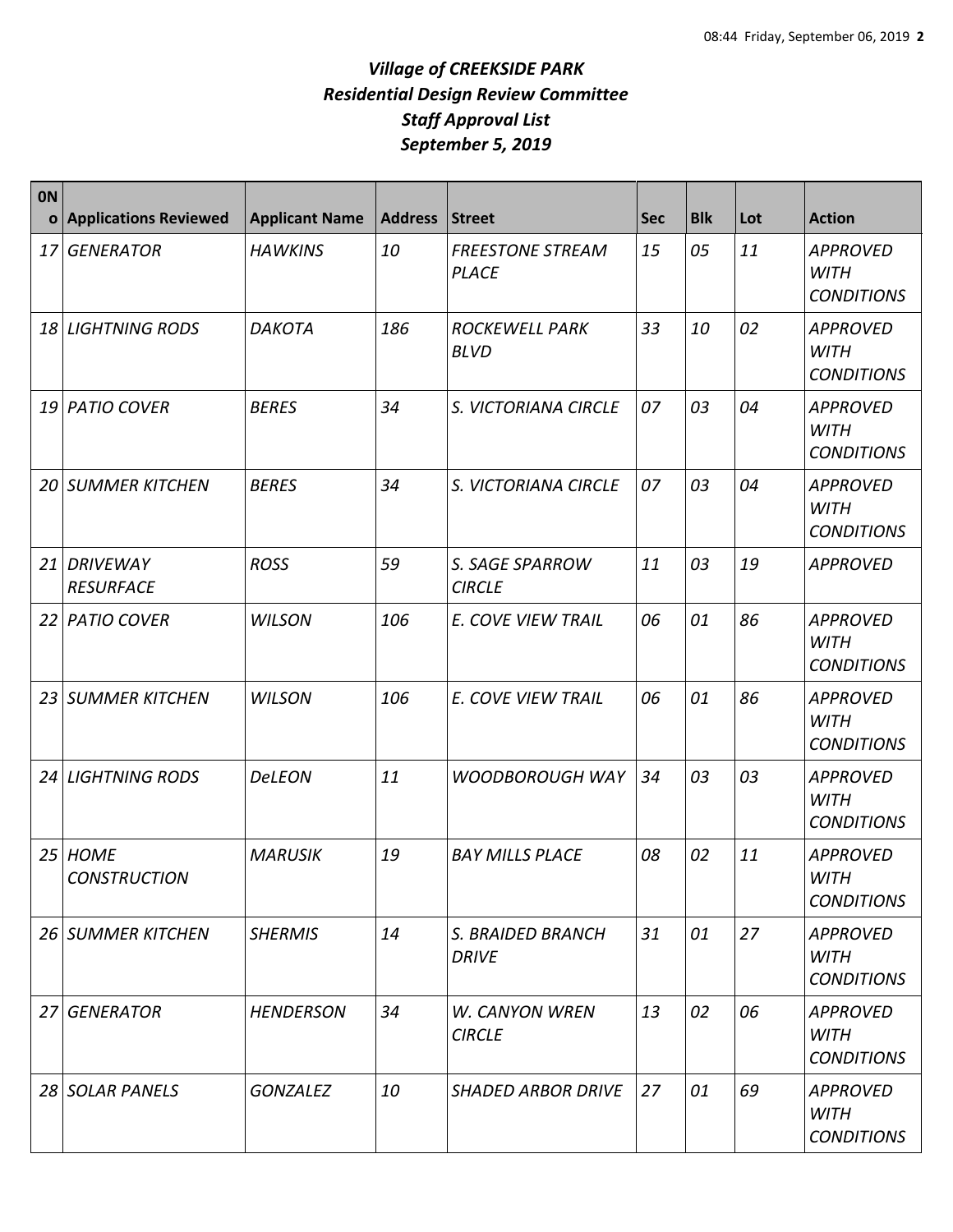# *Village of CREEKSIDE PARK*
## *Residential Design Review Committee*
## *Staff Approval List*
## *September 5, 2019*

| 0No | Applications Reviewed | Applicant Name | Address | Street | Sec | Blk | Lot | Action |
|---|---|---|---|---|---|---|---|---|
| *17* | *GENERATOR* | *HAWKINS* | *10* | *FREESTONE STREAM PLACE* | *15* | *05* | *11* | *APPROVED WITH CONDITIONS* |
| *18* | *LIGHTNING RODS* | *DAKOTA* | *186* | *ROCKEWELL PARK BLVD* | *33* | *10* | *02* | *APPROVED WITH CONDITIONS* |
| *19* | *PATIO COVER* | *BERES* | *34* | *S. VICTORIANA CIRCLE* | *07* | *03* | *04* | *APPROVED WITH CONDITIONS* |
| *20* | *SUMMER KITCHEN* | *BERES* | *34* | *S. VICTORIANA CIRCLE* | *07* | *03* | *04* | *APPROVED WITH CONDITIONS* |
| *21* | *DRIVEWAY RESURFACE* | *ROSS* | *59* | *S. SAGE SPARROW CIRCLE* | *11* | *03* | *19* | *APPROVED* |
| *22* | *PATIO COVER* | *WILSON* | *106* | *E. COVE VIEW TRAIL* | *06* | *01* | *86* | *APPROVED WITH CONDITIONS* |
| *23* | *SUMMER KITCHEN* | *WILSON* | *106* | *E. COVE VIEW TRAIL* | *06* | *01* | *86* | *APPROVED WITH CONDITIONS* |
| *24* | *LIGHTNING RODS* | *DeLEON* | *11* | *WOODBOROUGH WAY* | *34* | *03* | *03* | *APPROVED WITH CONDITIONS* |
| *25* | *HOME CONSTRUCTION* | *MARUSIK* | *19* | *BAY MILLS PLACE* | *08* | *02* | *11* | *APPROVED WITH CONDITIONS* |
| *26* | *SUMMER KITCHEN* | *SHERMIS* | *14* | *S. BRAIDED BRANCH DRIVE* | *31* | *01* | *27* | *APPROVED WITH CONDITIONS* |
| *27* | *GENERATOR* | *HENDERSON* | *34* | *W. CANYON WREN CIRCLE* | *13* | *02* | *06* | *APPROVED WITH CONDITIONS* |
| *28* | *SOLAR PANELS* | *GONZALEZ* | *10* | *SHADED ARBOR DRIVE* | *27* | *01* | *69* | *APPROVED WITH CONDITIONS* |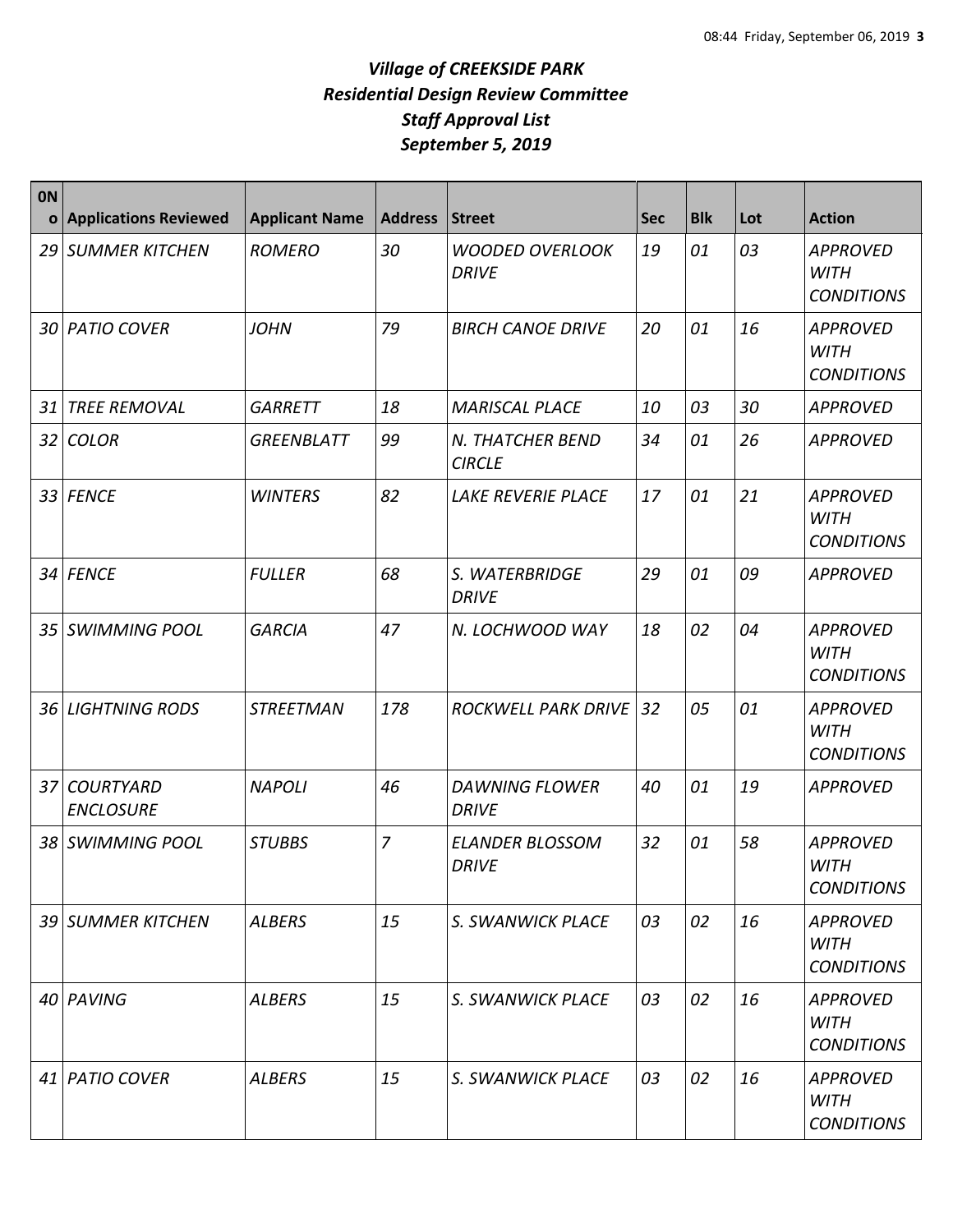# *Village of CREEKSIDE PARK*
# *Residential Design Review Committee*
# *Staff Approval List*
# *September 5, 2019*

| 0No | Applications Reviewed | Applicant Name | Address | Street | Sec | Blk | Lot | Action |
|---|---|---|---|---|---|---|---|---|
| *29* | *SUMMER KITCHEN* | *ROMERO* | *30* | *WOODED OVERLOOK DRIVE* | *19* | *01* | *03* | *APPROVED WITH CONDITIONS* |
| *30* | *PATIO COVER* | *JOHN* | *79* | *BIRCH CANOE DRIVE* | *20* | *01* | *16* | *APPROVED WITH CONDITIONS* |
| *31* | *TREE REMOVAL* | *GARRETT* | *18* | *MARISCAL PLACE* | *10* | *03* | *30* | *APPROVED* |
| *32* | *COLOR* | *GREENBLATT* | *99* | *N. THATCHER BEND CIRCLE* | *34* | *01* | *26* | *APPROVED* |
| *33* | *FENCE* | *WINTERS* | *82* | *LAKE REVERIE PLACE* | *17* | *01* | *21* | *APPROVED WITH CONDITIONS* |
| *34* | *FENCE* | *FULLER* | *68* | *S. WATERBRIDGE DRIVE* | *29* | *01* | *09* | *APPROVED* |
| *35* | *SWIMMING POOL* | *GARCIA* | *47* | *N. LOCHWOOD WAY* | *18* | *02* | *04* | *APPROVED WITH CONDITIONS* |
| *36* | *LIGHTNING RODS* | *STREETMAN* | *178* | *ROCKWELL PARK DRIVE* | *32* | *05* | *01* | *APPROVED WITH CONDITIONS* |
| *37* | *COURTYARD ENCLOSURE* | *NAPOLI* | *46* | *DAWNING FLOWER DRIVE* | *40* | *01* | *19* | *APPROVED* |
| *38* | *SWIMMING POOL* | *STUBBS* | *7* | *ELANDER BLOSSOM DRIVE* | *32* | *01* | *58* | *APPROVED WITH CONDITIONS* |
| *39* | *SUMMER KITCHEN* | *ALBERS* | *15* | *S. SWANWICK PLACE* | *03* | *02* | *16* | *APPROVED WITH CONDITIONS* |
| *40* | *PAVING* | *ALBERS* | *15* | *S. SWANWICK PLACE* | *03* | *02* | *16* | *APPROVED WITH CONDITIONS* |
| *41* | *PATIO COVER* | *ALBERS* | *15* | *S. SWANWICK PLACE* | *03* | *02* | *16* | *APPROVED WITH CONDITIONS* |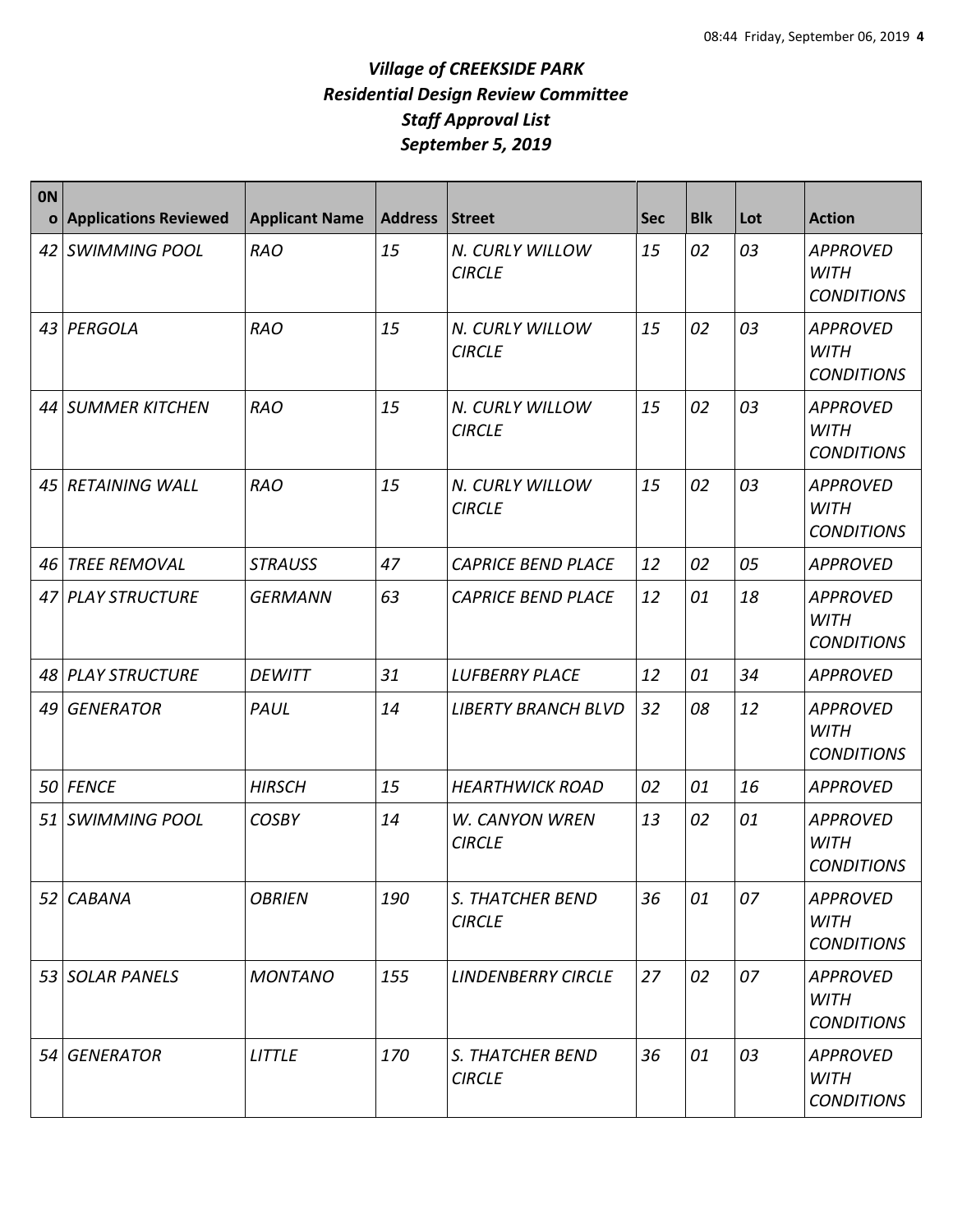# *Village of CREEKSIDE PARK*
# *Residential Design Review Committee*
# *Staff Approval List*
# *September 5, 2019*

| 0No | Applications Reviewed | Applicant Name | Address | Street | Sec | Blk | Lot | Action |
|---|---|---|---|---|---|---|---|---|
| *42* | *SWIMMING POOL* | *RAO* | *15* | *N. CURLY WILLOW CIRCLE* | *15* | *02* | *03* | *APPROVED WITH CONDITIONS* |
| *43* | *PERGOLA* | *RAO* | *15* | *N. CURLY WILLOW CIRCLE* | *15* | *02* | *03* | *APPROVED WITH CONDITIONS* |
| *44* | *SUMMER KITCHEN* | *RAO* | *15* | *N. CURLY WILLOW CIRCLE* | *15* | *02* | *03* | *APPROVED WITH CONDITIONS* |
| *45* | *RETAINING WALL* | *RAO* | *15* | *N. CURLY WILLOW CIRCLE* | *15* | *02* | *03* | *APPROVED WITH CONDITIONS* |
| *46* | *TREE REMOVAL* | *STRAUSS* | *47* | *CAPRICE BEND PLACE* | *12* | *02* | *05* | *APPROVED* |
| *47* | *PLAY STRUCTURE* | *GERMANN* | *63* | *CAPRICE BEND PLACE* | *12* | *01* | *18* | *APPROVED WITH CONDITIONS* |
| *48* | *PLAY STRUCTURE* | *DEWITT* | *31* | *LUFBERRY PLACE* | *12* | *01* | *34* | *APPROVED* |
| *49* | *GENERATOR* | *PAUL* | *14* | *LIBERTY BRANCH BLVD* | *32* | *08* | *12* | *APPROVED WITH CONDITIONS* |
| *50* | *FENCE* | *HIRSCH* | *15* | *HEARTHWICK ROAD* | *02* | *01* | *16* | *APPROVED* |
| *51* | *SWIMMING POOL* | *COSBY* | *14* | *W. CANYON WREN CIRCLE* | *13* | *02* | *01* | *APPROVED WITH CONDITIONS* |
| *52* | *CABANA* | *OBRIEN* | *190* | *S. THATCHER BEND CIRCLE* | *36* | *01* | *07* | *APPROVED WITH CONDITIONS* |
| *53* | *SOLAR PANELS* | *MONTANO* | *155* | *LINDENBERRY CIRCLE* | *27* | *02* | *07* | *APPROVED WITH CONDITIONS* |
| *54* | *GENERATOR* | *LITTLE* | *170* | *S. THATCHER BEND CIRCLE* | *36* | *01* | *03* | *APPROVED WITH CONDITIONS* |